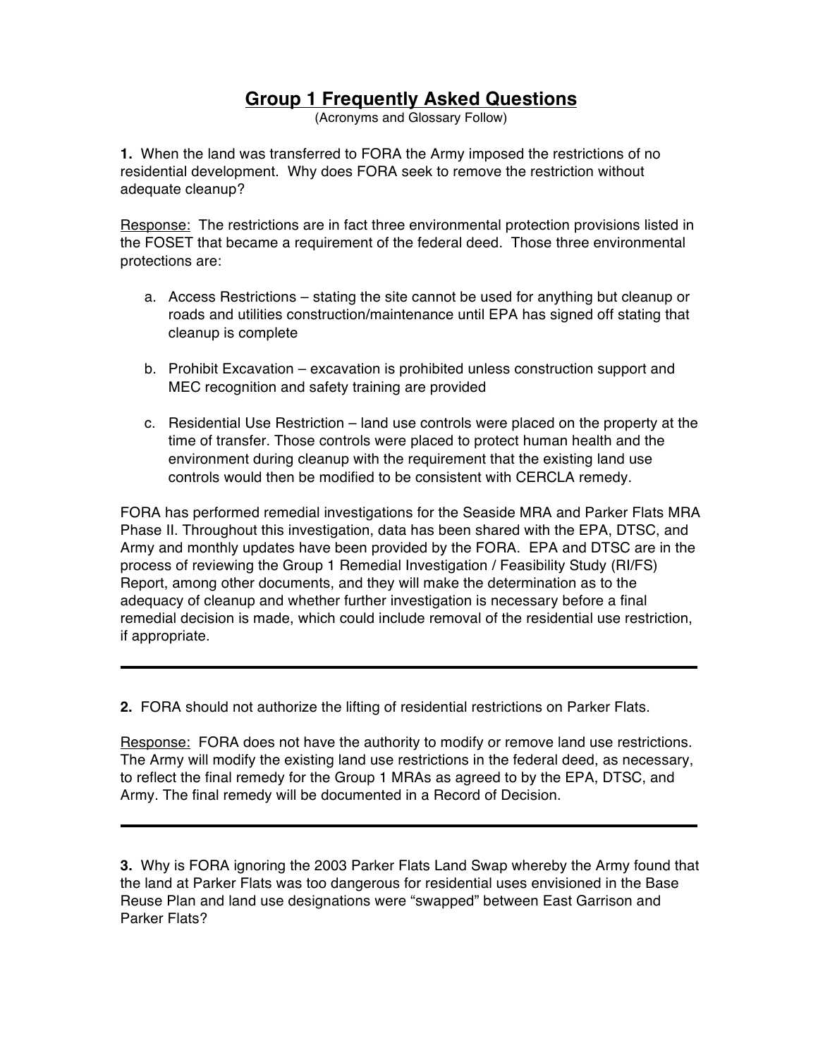# Group 1 Frequently Asked Questions

(Acronyms and Glossary Follow)

**1.** When the land was transferred to FORA the Army imposed the restrictions of no residential development. Why does FORA seek to remove the restriction without adequate cleanup?

Response: The restrictions are in fact three environmental protection provisions listed in the FOSET that became a requirement of the federal deed. Those three environmental protections are:

a. Access Restrictions – stating the site cannot be used for anything but cleanup or roads and utilities construction/maintenance until EPA has signed off stating that cleanup is complete

b. Prohibit Excavation – excavation is prohibited unless construction support and MEC recognition and safety training are provided

c. Residential Use Restriction – land use controls were placed on the property at the time of transfer. Those controls were placed to protect human health and the environment during cleanup with the requirement that the existing land use controls would then be modified to be consistent with CERCLA remedy.

FORA has performed remedial investigations for the Seaside MRA and Parker Flats MRA Phase II. Throughout this investigation, data has been shared with the EPA, DTSC, and Army and monthly updates have been provided by the FORA. EPA and DTSC are in the process of reviewing the Group 1 Remedial Investigation / Feasibility Study (RI/FS) Report, among other documents, and they will make the determination as to the adequacy of cleanup and whether further investigation is necessary before a final remedial decision is made, which could include removal of the residential use restriction, if appropriate.

---

**2.** FORA should not authorize the lifting of residential restrictions on Parker Flats.

Response: FORA does not have the authority to modify or remove land use restrictions. The Army will modify the existing land use restrictions in the federal deed, as necessary, to reflect the final remedy for the Group 1 MRAs as agreed to by the EPA, DTSC, and Army. The final remedy will be documented in a Record of Decision.

---

**3.** Why is FORA ignoring the 2003 Parker Flats Land Swap whereby the Army found that the land at Parker Flats was too dangerous for residential uses envisioned in the Base Reuse Plan and land use designations were "swapped" between East Garrison and Parker Flats?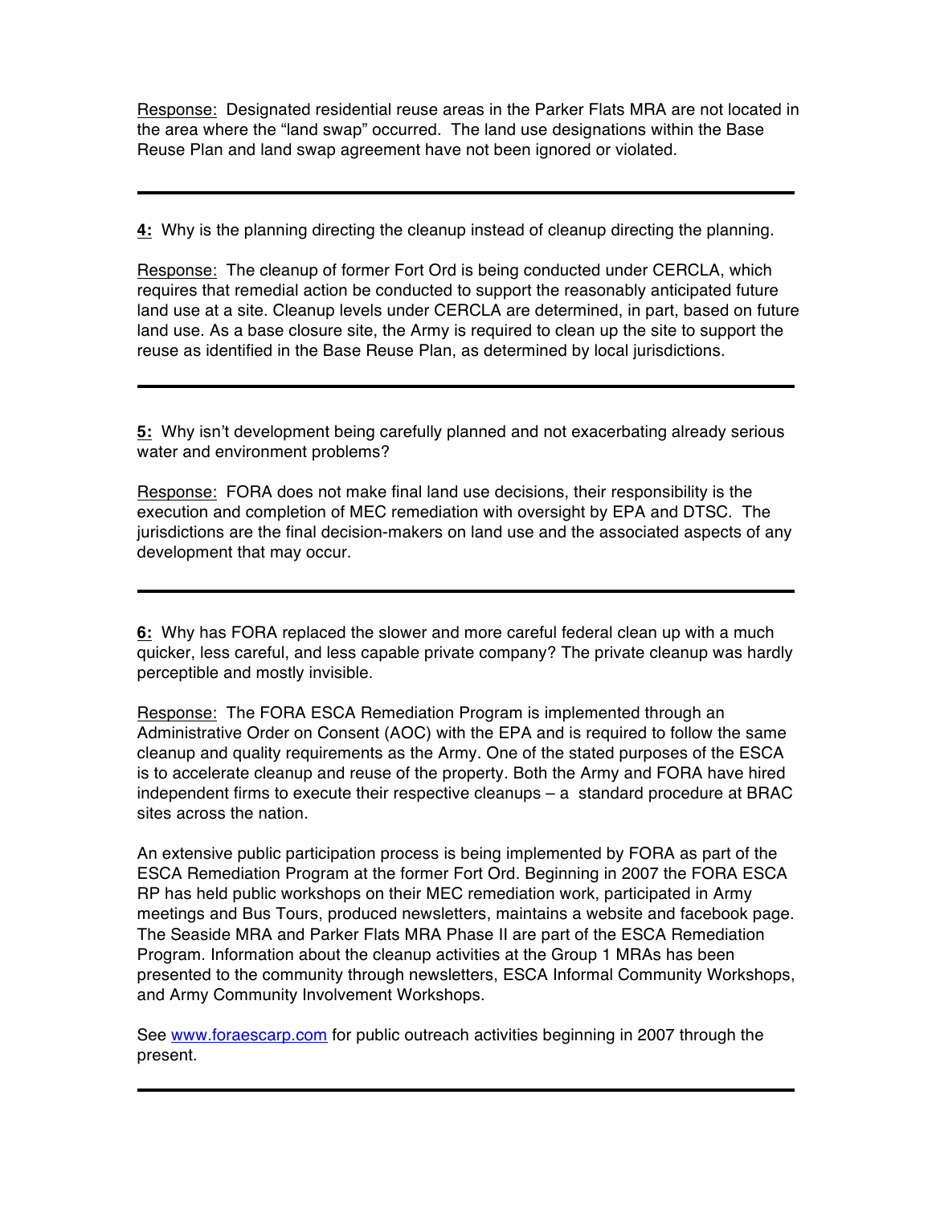Response: Designated residential reuse areas in the Parker Flats MRA are not located in the area where the "land swap" occurred. The land use designations within the Base Reuse Plan and land swap agreement have not been ignored or violated.

---

**4:** Why is the planning directing the cleanup instead of cleanup directing the planning.

Response: The cleanup of former Fort Ord is being conducted under CERCLA, which requires that remedial action be conducted to support the reasonably anticipated future land use at a site. Cleanup levels under CERCLA are determined, in part, based on future land use. As a base closure site, the Army is required to clean up the site to support the reuse as identified in the Base Reuse Plan, as determined by local jurisdictions.

---

**5:** Why isn't development being carefully planned and not exacerbating already serious water and environment problems?

Response: FORA does not make final land use decisions, their responsibility is the execution and completion of MEC remediation with oversight by EPA and DTSC. The jurisdictions are the final decision-makers on land use and the associated aspects of any development that may occur.

---

**6:** Why has FORA replaced the slower and more careful federal clean up with a much quicker, less careful, and less capable private company? The private cleanup was hardly perceptible and mostly invisible.

Response: The FORA ESCA Remediation Program is implemented through an Administrative Order on Consent (AOC) with the EPA and is required to follow the same cleanup and quality requirements as the Army. One of the stated purposes of the ESCA is to accelerate cleanup and reuse of the property. Both the Army and FORA have hired independent firms to execute their respective cleanups – a standard procedure at BRAC sites across the nation.

An extensive public participation process is being implemented by FORA as part of the ESCA Remediation Program at the former Fort Ord. Beginning in 2007 the FORA ESCA RP has held public workshops on their MEC remediation work, participated in Army meetings and Bus Tours, produced newsletters, maintains a website and facebook page. The Seaside MRA and Parker Flats MRA Phase II are part of the ESCA Remediation Program. Information about the cleanup activities at the Group 1 MRAs has been presented to the community through newsletters, ESCA Informal Community Workshops, and Army Community Involvement Workshops.

See [www.foraescarp.com](http://www.foraescarp.com) for public outreach activities beginning in 2007 through the present.

---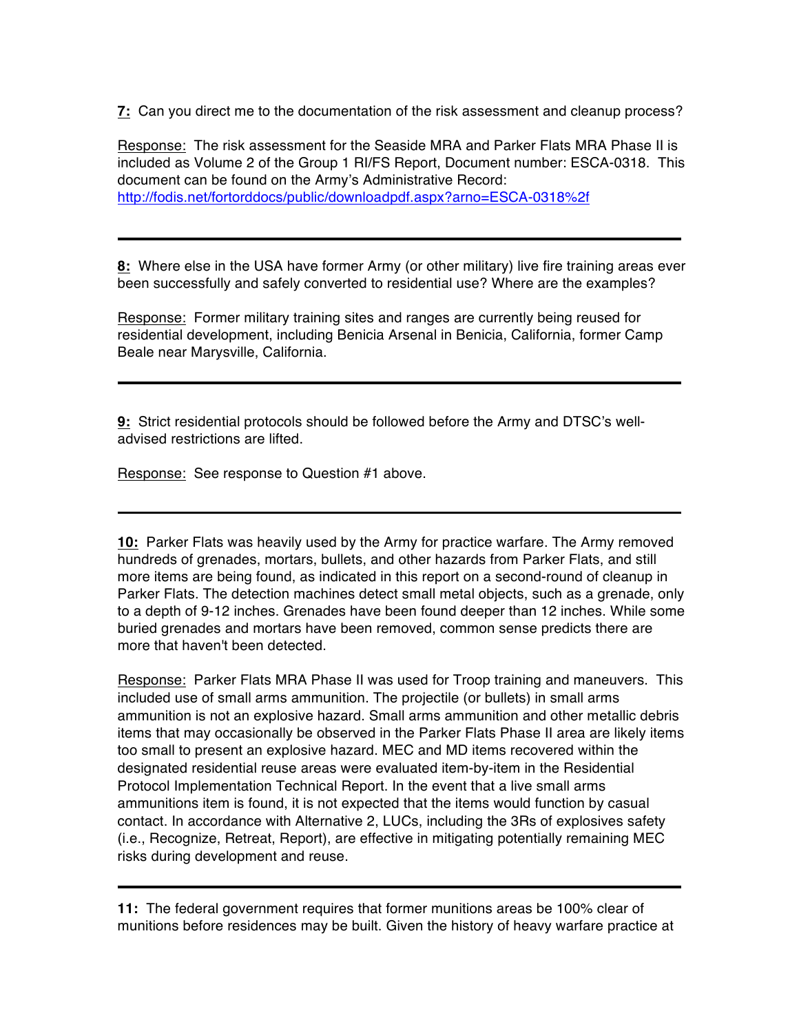**7:** Can you direct me to the documentation of the risk assessment and cleanup process?

Response: The risk assessment for the Seaside MRA and Parker Flats MRA Phase II is included as Volume 2 of the Group 1 RI/FS Report, Document number: ESCA-0318. This document can be found on the Army's Administrative Record: http://fodis.net/fortorddocs/public/downloadpdf.aspx?arno=ESCA-0318%2f

---

**8:** Where else in the USA have former Army (or other military) live fire training areas ever been successfully and safely converted to residential use? Where are the examples?

Response: Former military training sites and ranges are currently being reused for residential development, including Benicia Arsenal in Benicia, California, former Camp Beale near Marysville, California.

---

**9:** Strict residential protocols should be followed before the Army and DTSC's well-advised restrictions are lifted.

Response: See response to Question #1 above.

---

**10:** Parker Flats was heavily used by the Army for practice warfare. The Army removed hundreds of grenades, mortars, bullets, and other hazards from Parker Flats, and still more items are being found, as indicated in this report on a second-round of cleanup in Parker Flats. The detection machines detect small metal objects, such as a grenade, only to a depth of 9-12 inches. Grenades have been found deeper than 12 inches. While some buried grenades and mortars have been removed, common sense predicts there are more that haven't been detected.

Response: Parker Flats MRA Phase II was used for Troop training and maneuvers. This included use of small arms ammunition. The projectile (or bullets) in small arms ammunition is not an explosive hazard. Small arms ammunition and other metallic debris items that may occasionally be observed in the Parker Flats Phase II area are likely items too small to present an explosive hazard. MEC and MD items recovered within the designated residential reuse areas were evaluated item-by-item in the Residential Protocol Implementation Technical Report. In the event that a live small arms ammunitions item is found, it is not expected that the items would function by casual contact. In accordance with Alternative 2, LUCs, including the 3Rs of explosives safety (i.e., Recognize, Retreat, Report), are effective in mitigating potentially remaining MEC risks during development and reuse.

---

**11:** The federal government requires that former munitions areas be 100% clear of munitions before residences may be built. Given the history of heavy warfare practice at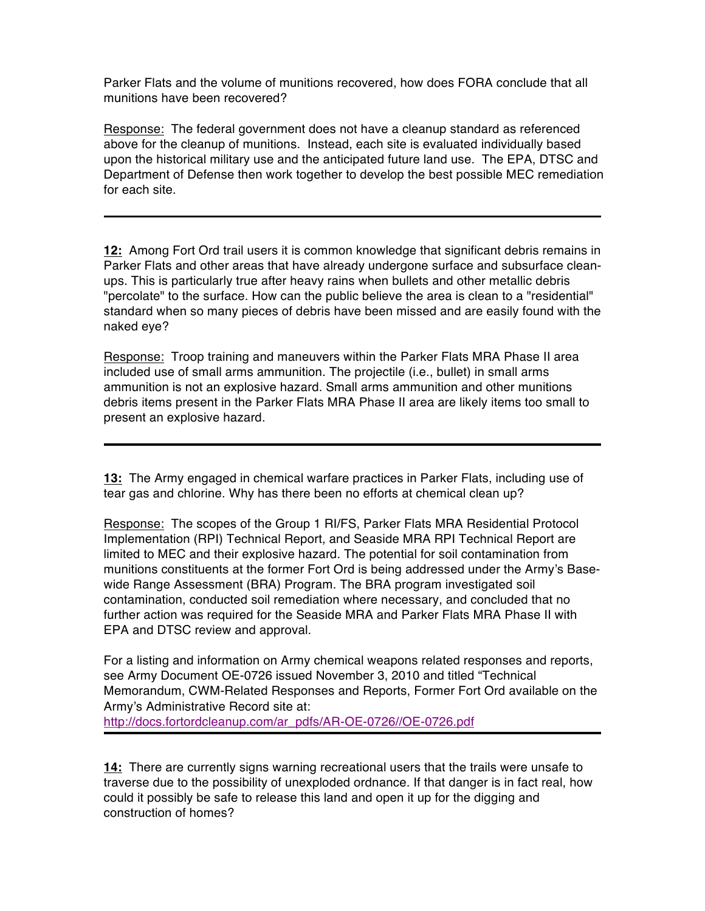Parker Flats and the volume of munitions recovered, how does FORA conclude that all munitions have been recovered?

Response: The federal government does not have a cleanup standard as referenced above for the cleanup of munitions. Instead, each site is evaluated individually based upon the historical military use and the anticipated future land use. The EPA, DTSC and Department of Defense then work together to develop the best possible MEC remediation for each site.

---

**12:** Among Fort Ord trail users it is common knowledge that significant debris remains in Parker Flats and other areas that have already undergone surface and subsurface clean-ups. This is particularly true after heavy rains when bullets and other metallic debris "percolate" to the surface. How can the public believe the area is clean to a "residential" standard when so many pieces of debris have been missed and are easily found with the naked eye?

Response: Troop training and maneuvers within the Parker Flats MRA Phase II area included use of small arms ammunition. The projectile (i.e., bullet) in small arms ammunition is not an explosive hazard. Small arms ammunition and other munitions debris items present in the Parker Flats MRA Phase II area are likely items too small to present an explosive hazard.

---

**13:** The Army engaged in chemical warfare practices in Parker Flats, including use of tear gas and chlorine. Why has there been no efforts at chemical clean up?

Response: The scopes of the Group 1 RI/FS, Parker Flats MRA Residential Protocol Implementation (RPI) Technical Report, and Seaside MRA RPI Technical Report are limited to MEC and their explosive hazard. The potential for soil contamination from munitions constituents at the former Fort Ord is being addressed under the Army's Base-wide Range Assessment (BRA) Program. The BRA program investigated soil contamination, conducted soil remediation where necessary, and concluded that no further action was required for the Seaside MRA and Parker Flats MRA Phase II with EPA and DTSC review and approval.

For a listing and information on Army chemical weapons related responses and reports, see Army Document OE-0726 issued November 3, 2010 and titled "Technical Memorandum, CWM-Related Responses and Reports, Former Fort Ord available on the Army's Administrative Record site at:
http://docs.fortordcleanup.com/ar_pdfs/AR-OE-0726//OE-0726.pdf

---

**14:** There are currently signs warning recreational users that the trails were unsafe to traverse due to the possibility of unexploded ordnance. If that danger is in fact real, how could it possibly be safe to release this land and open it up for the digging and construction of homes?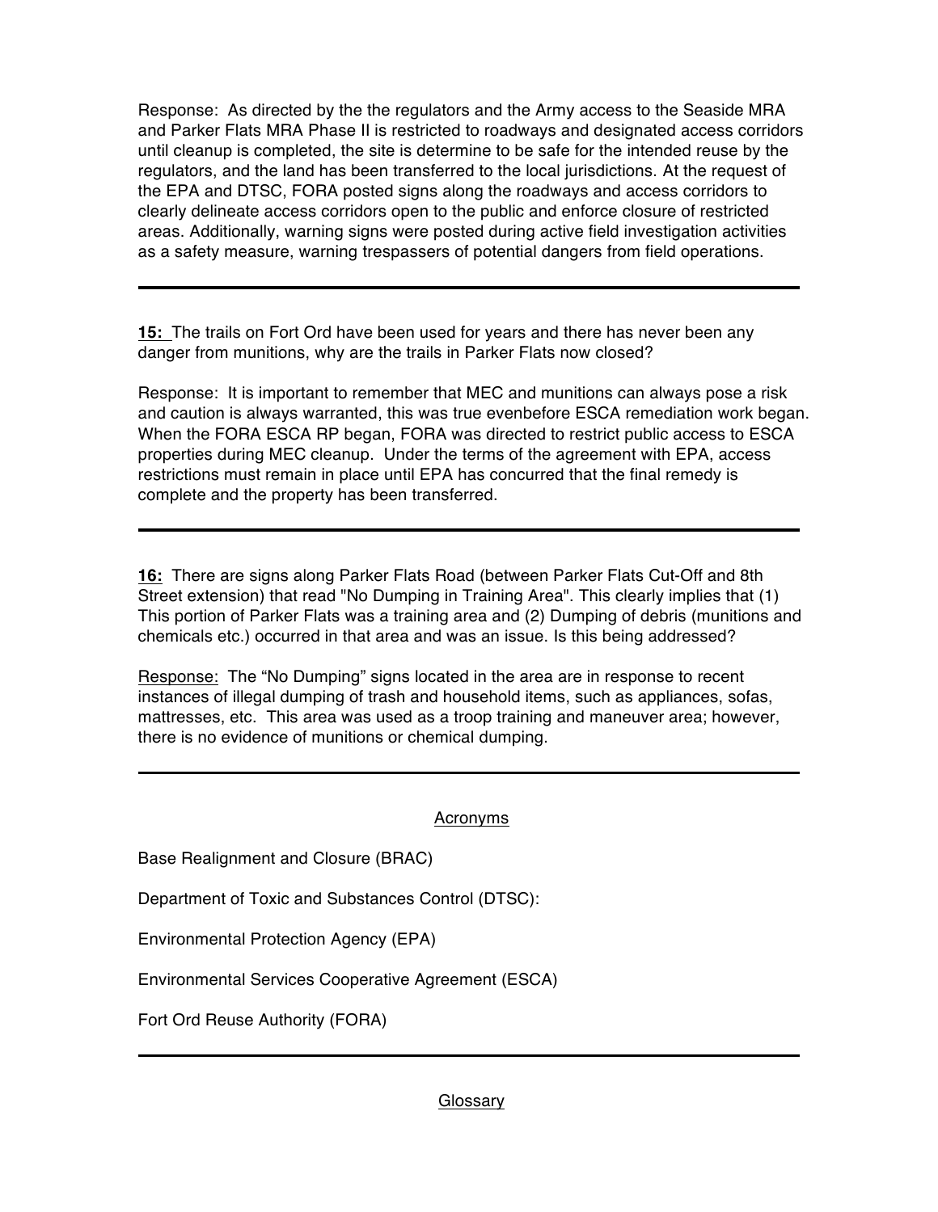Response: As directed by the the regulators and the Army access to the Seaside MRA and Parker Flats MRA Phase II is restricted to roadways and designated access corridors until cleanup is completed, the site is determine to be safe for the intended reuse by the regulators, and the land has been transferred to the local jurisdictions. At the request of the EPA and DTSC, FORA posted signs along the roadways and access corridors to clearly delineate access corridors open to the public and enforce closure of restricted areas. Additionally, warning signs were posted during active field investigation activities as a safety measure, warning trespassers of potential dangers from field operations.

---

**15:** The trails on Fort Ord have been used for years and there has never been any danger from munitions, why are the trails in Parker Flats now closed?

Response: It is important to remember that MEC and munitions can always pose a risk and caution is always warranted, this was true evenbefore ESCA remediation work began. When the FORA ESCA RP began, FORA was directed to restrict public access to ESCA properties during MEC cleanup. Under the terms of the agreement with EPA, access restrictions must remain in place until EPA has concurred that the final remedy is complete and the property has been transferred.

---

**16:** There are signs along Parker Flats Road (between Parker Flats Cut-Off and 8th Street extension) that read "No Dumping in Training Area". This clearly implies that (1) This portion of Parker Flats was a training area and (2) Dumping of debris (munitions and chemicals etc.) occurred in that area and was an issue. Is this being addressed?

Response: The "No Dumping" signs located in the area are in response to recent instances of illegal dumping of trash and household items, such as appliances, sofas, mattresses, etc. This area was used as a troop training and maneuver area; however, there is no evidence of munitions or chemical dumping.

---

## Acronyms

Base Realignment and Closure (BRAC)

Department of Toxic and Substances Control (DTSC):

Environmental Protection Agency (EPA)

Environmental Services Cooperative Agreement (ESCA)

Fort Ord Reuse Authority (FORA)

---

## Glossary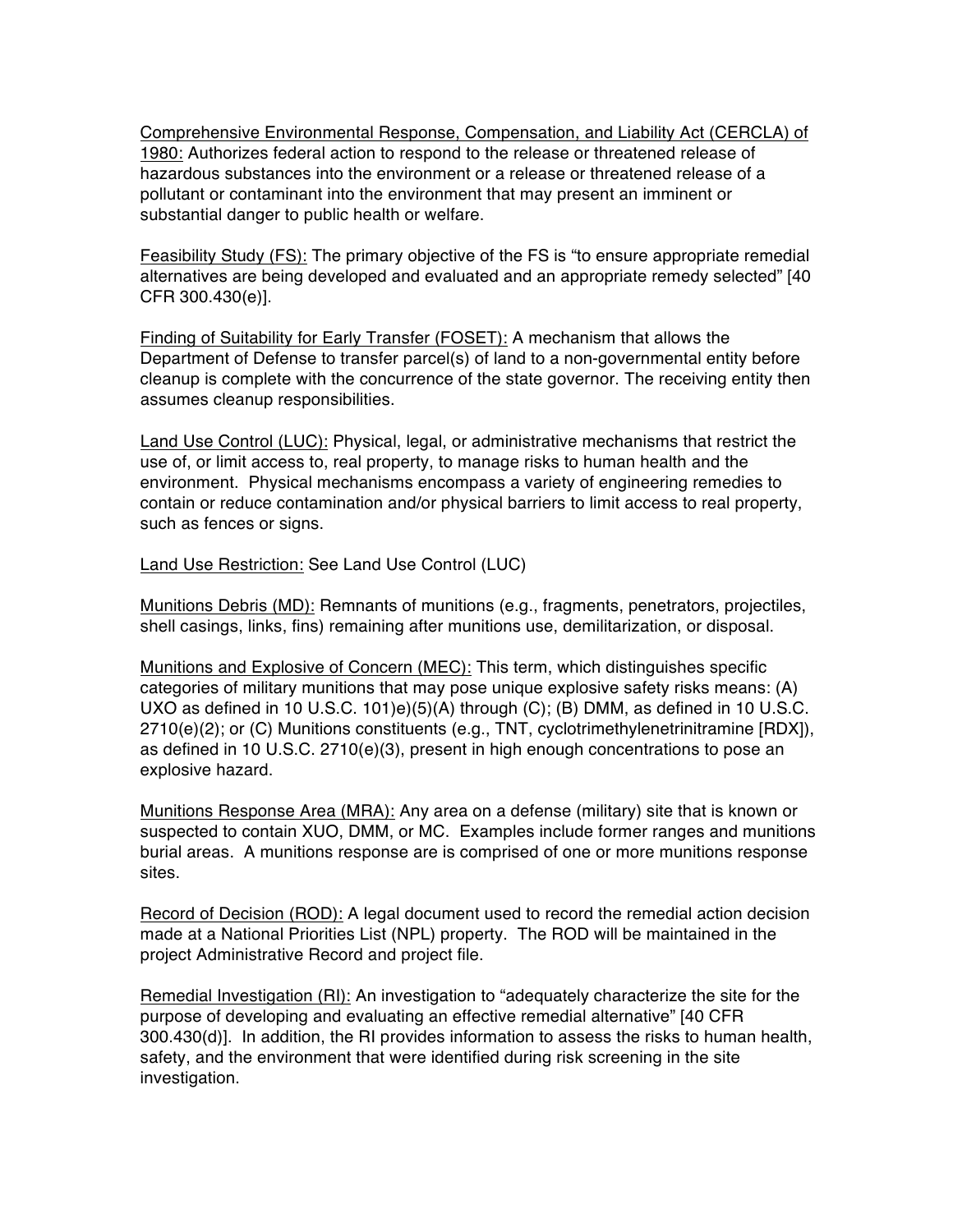Comprehensive Environmental Response, Compensation, and Liability Act (CERCLA) of 1980: Authorizes federal action to respond to the release or threatened release of hazardous substances into the environment or a release or threatened release of a pollutant or contaminant into the environment that may present an imminent or substantial danger to public health or welfare.

Feasibility Study (FS): The primary objective of the FS is "to ensure appropriate remedial alternatives are being developed and evaluated and an appropriate remedy selected" [40 CFR 300.430(e)].

Finding of Suitability for Early Transfer (FOSET): A mechanism that allows the Department of Defense to transfer parcel(s) of land to a non-governmental entity before cleanup is complete with the concurrence of the state governor. The receiving entity then assumes cleanup responsibilities.

Land Use Control (LUC): Physical, legal, or administrative mechanisms that restrict the use of, or limit access to, real property, to manage risks to human health and the environment. Physical mechanisms encompass a variety of engineering remedies to contain or reduce contamination and/or physical barriers to limit access to real property, such as fences or signs.

Land Use Restriction: See Land Use Control (LUC)

Munitions Debris (MD): Remnants of munitions (e.g., fragments, penetrators, projectiles, shell casings, links, fins) remaining after munitions use, demilitarization, or disposal.

Munitions and Explosive of Concern (MEC): This term, which distinguishes specific categories of military munitions that may pose unique explosive safety risks means: (A) UXO as defined in 10 U.S.C. 101)e)(5)(A) through (C); (B) DMM, as defined in 10 U.S.C. 2710(e)(2); or (C) Munitions constituents (e.g., TNT, cyclotrimethylenetrinitramine [RDX]), as defined in 10 U.S.C. 2710(e)(3), present in high enough concentrations to pose an explosive hazard.

Munitions Response Area (MRA): Any area on a defense (military) site that is known or suspected to contain XUO, DMM, or MC. Examples include former ranges and munitions burial areas. A munitions response are is comprised of one or more munitions response sites.

Record of Decision (ROD): A legal document used to record the remedial action decision made at a National Priorities List (NPL) property. The ROD will be maintained in the project Administrative Record and project file.

Remedial Investigation (RI): An investigation to "adequately characterize the site for the purpose of developing and evaluating an effective remedial alternative" [40 CFR 300.430(d)]. In addition, the RI provides information to assess the risks to human health, safety, and the environment that were identified during risk screening in the site investigation.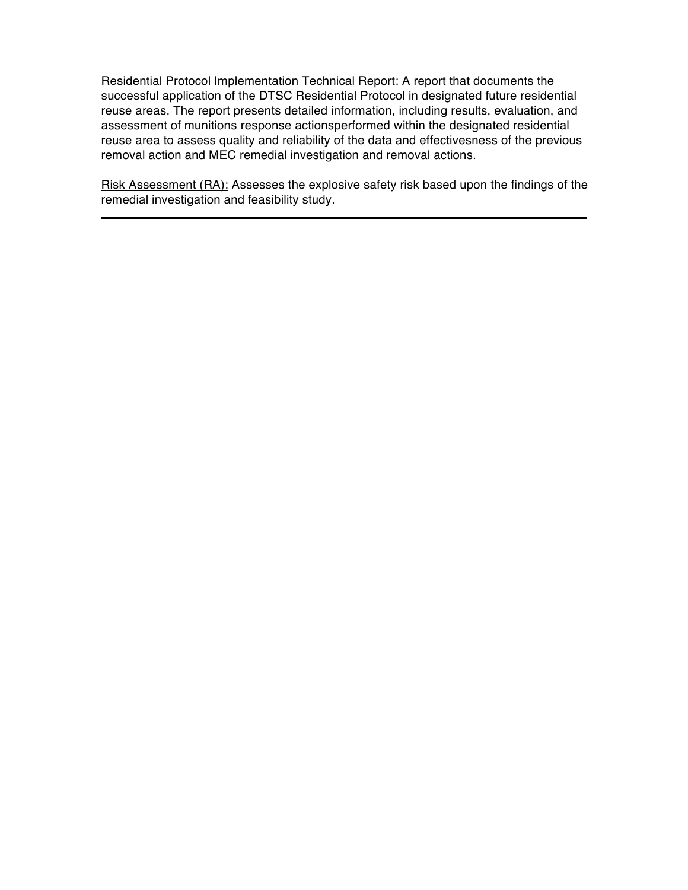<u>Residential Protocol Implementation Technical Report:</u> A report that documents the successful application of the DTSC Residential Protocol in designated future residential reuse areas. The report presents detailed information, including results, evaluation, and assessment of munitions response actionsperformed within the designated residential reuse area to assess quality and reliability of the data and effectivesness of the previous removal action and MEC remedial investigation and removal actions.

<u>Risk Assessment (RA):</u> Assesses the explosive safety risk based upon the findings of the remedial investigation and feasibility study.

---